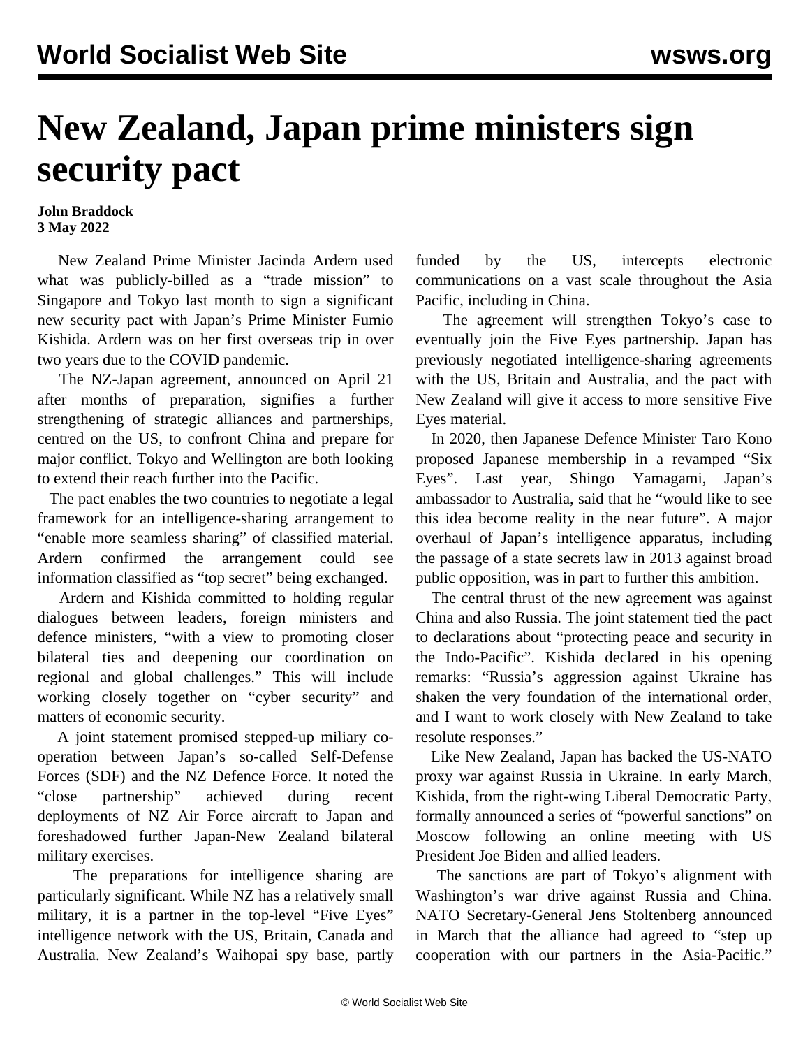# New Zealand, Japan prime ministers sign security pact

**John Braddock**
**3 May 2022**

New Zealand Prime Minister Jacinda Ardern used what was publicly-billed as a "trade mission" to Singapore and Tokyo last month to sign a significant new security pact with Japan's Prime Minister Fumio Kishida. Ardern was on her first overseas trip in over two years due to the COVID pandemic.

The NZ-Japan agreement, announced on April 21 after months of preparation, signifies a further strengthening of strategic alliances and partnerships, centred on the US, to confront China and prepare for major conflict. Tokyo and Wellington are both looking to extend their reach further into the Pacific.

The pact enables the two countries to negotiate a legal framework for an intelligence-sharing arrangement to "enable more seamless sharing" of classified material. Ardern confirmed the arrangement could see information classified as "top secret" being exchanged.

Ardern and Kishida committed to holding regular dialogues between leaders, foreign ministers and defence ministers, "with a view to promoting closer bilateral ties and deepening our coordination on regional and global challenges." This will include working closely together on "cyber security" and matters of economic security.

A joint statement promised stepped-up miliary co-operation between Japan's so-called Self-Defense Forces (SDF) and the NZ Defence Force. It noted the "close partnership" achieved during recent deployments of NZ Air Force aircraft to Japan and foreshadowed further Japan-New Zealand bilateral military exercises.

The preparations for intelligence sharing are particularly significant. While NZ has a relatively small military, it is a partner in the top-level "Five Eyes" intelligence network with the US, Britain, Canada and Australia. New Zealand's Waihopai spy base, partly funded by the US, intercepts electronic communications on a vast scale throughout the Asia Pacific, including in China.

The agreement will strengthen Tokyo's case to eventually join the Five Eyes partnership. Japan has previously negotiated intelligence-sharing agreements with the US, Britain and Australia, and the pact with New Zealand will give it access to more sensitive Five Eyes material.

In 2020, then Japanese Defence Minister Taro Kono proposed Japanese membership in a revamped "Six Eyes". Last year, Shingo Yamagami, Japan's ambassador to Australia, said that he "would like to see this idea become reality in the near future". A major overhaul of Japan's intelligence apparatus, including the passage of a state secrets law in 2013 against broad public opposition, was in part to further this ambition.

The central thrust of the new agreement was against China and also Russia. The joint statement tied the pact to declarations about "protecting peace and security in the Indo-Pacific". Kishida declared in his opening remarks: "Russia's aggression against Ukraine has shaken the very foundation of the international order, and I want to work closely with New Zealand to take resolute responses."

Like New Zealand, Japan has backed the US-NATO proxy war against Russia in Ukraine. In early March, Kishida, from the right-wing Liberal Democratic Party, formally announced a series of "powerful sanctions" on Moscow following an online meeting with US President Joe Biden and allied leaders.

The sanctions are part of Tokyo's alignment with Washington's war drive against Russia and China. NATO Secretary-General Jens Stoltenberg announced in March that the alliance had agreed to "step up cooperation with our partners in the Asia-Pacific."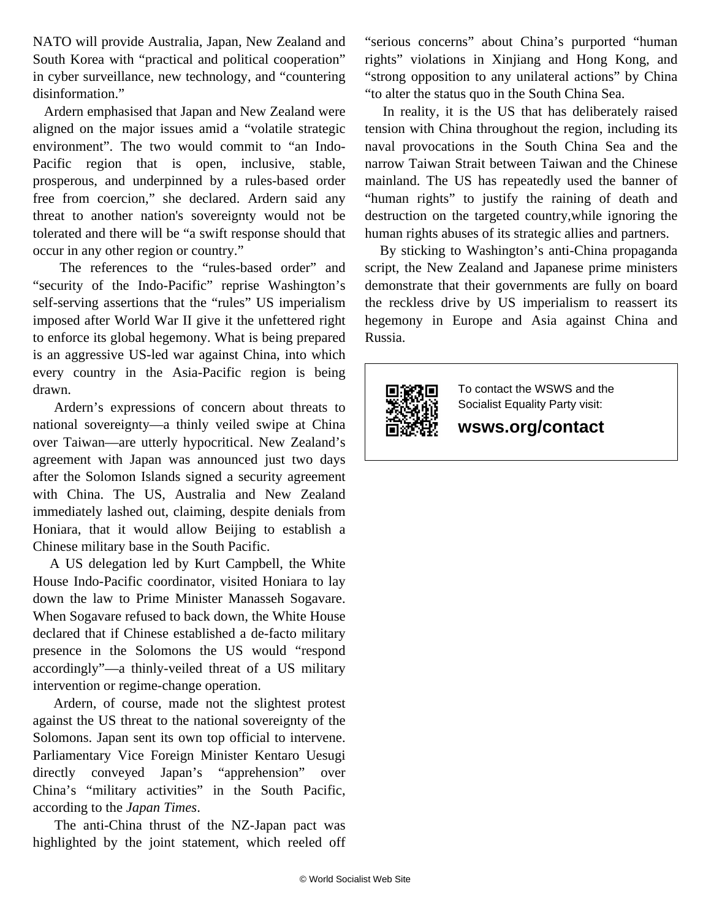NATO will provide Australia, Japan, New Zealand and South Korea with "practical and political cooperation" in cyber surveillance, new technology, and "countering disinformation."

Ardern emphasised that Japan and New Zealand were aligned on the major issues amid a "volatile strategic environment". The two would commit to "an Indo-Pacific region that is open, inclusive, stable, prosperous, and underpinned by a rules-based order free from coercion," she declared. Ardern said any threat to another nation's sovereignty would not be tolerated and there will be "a swift response should that occur in any other region or country."

The references to the "rules-based order" and "security of the Indo-Pacific" reprise Washington's self-serving assertions that the "rules" US imperialism imposed after World War II give it the unfettered right to enforce its global hegemony. What is being prepared is an aggressive US-led war against China, into which every country in the Asia-Pacific region is being drawn.

Ardern's expressions of concern about threats to national sovereignty—a thinly veiled swipe at China over Taiwan—are utterly hypocritical. New Zealand's agreement with Japan was announced just two days after the Solomon Islands signed a security agreement with China. The US, Australia and New Zealand immediately lashed out, claiming, despite denials from Honiara, that it would allow Beijing to establish a Chinese military base in the South Pacific.

A US delegation led by Kurt Campbell, the White House Indo-Pacific coordinator, visited Honiara to lay down the law to Prime Minister Manasseh Sogavare. When Sogavare refused to back down, the White House declared that if Chinese established a de-facto military presence in the Solomons the US would "respond accordingly"—a thinly-veiled threat of a US military intervention or regime-change operation.

Ardern, of course, made not the slightest protest against the US threat to the national sovereignty of the Solomons. Japan sent its own top official to intervene. Parliamentary Vice Foreign Minister Kentaro Uesugi directly conveyed Japan's "apprehension" over China's "military activities" in the South Pacific, according to the *Japan Times*.

The anti-China thrust of the NZ-Japan pact was highlighted by the joint statement, which reeled off "serious concerns" about China's purported "human rights" violations in Xinjiang and Hong Kong, and "strong opposition to any unilateral actions" by China "to alter the status quo in the South China Sea.

In reality, it is the US that has deliberately raised tension with China throughout the region, including its naval provocations in the South China Sea and the narrow Taiwan Strait between Taiwan and the Chinese mainland. The US has repeatedly used the banner of "human rights" to justify the raining of death and destruction on the targeted country,while ignoring the human rights abuses of its strategic allies and partners.

By sticking to Washington's anti-China propaganda script, the New Zealand and Japanese prime ministers demonstrate that their governments are fully on board the reckless drive by US imperialism to reassert its hegemony in Europe and Asia against China and Russia.

To contact the WSWS and the Socialist Equality Party visit:

**wsws.org/contact**